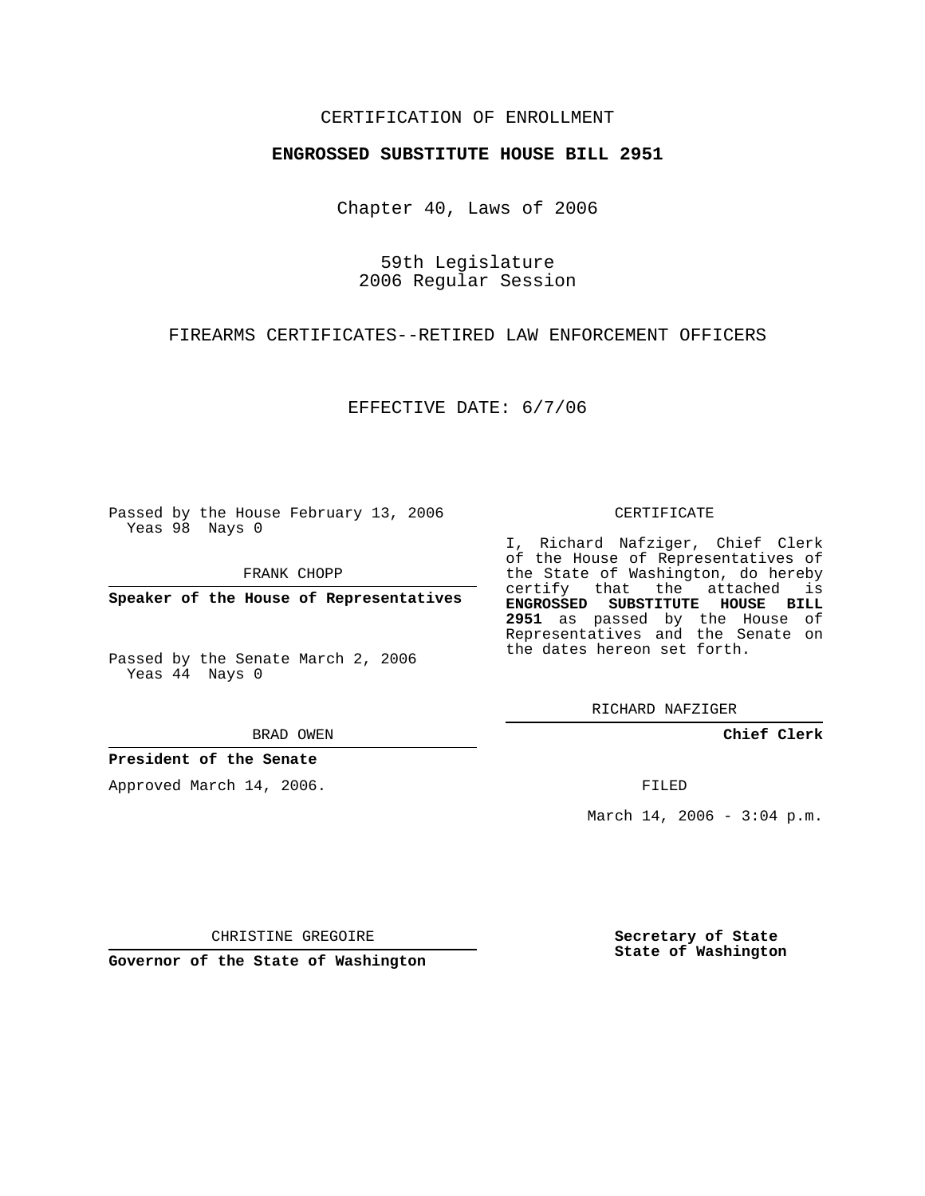CERTIFICATION OF ENROLLMENT

**ENGROSSED SUBSTITUTE HOUSE BILL 2951**

Chapter 40, Laws of 2006

59th Legislature
2006 Regular Session

FIREARMS CERTIFICATES--RETIRED LAW ENFORCEMENT OFFICERS

EFFECTIVE DATE: 6/7/06

Passed by the House February 13, 2006
Yeas 98 Nays 0

FRANK CHOPP

**Speaker of the House of Representatives**

Passed by the Senate March 2, 2006
Yeas 44 Nays 0

BRAD OWEN

**President of the Senate**

Approved March 14, 2006.

CHRISTINE GREGOIRE

**Governor of the State of Washington**

CERTIFICATE

I, Richard Nafziger, Chief Clerk of the House of Representatives of the State of Washington, do hereby certify that the attached is **ENGROSSED SUBSTITUTE HOUSE BILL 2951** as passed by the House of Representatives and the Senate on the dates hereon set forth.

RICHARD NAFZIGER

**Chief Clerk**

FILED

March 14, 2006 - 3:04 p.m.

**Secretary of State**
**State of Washington**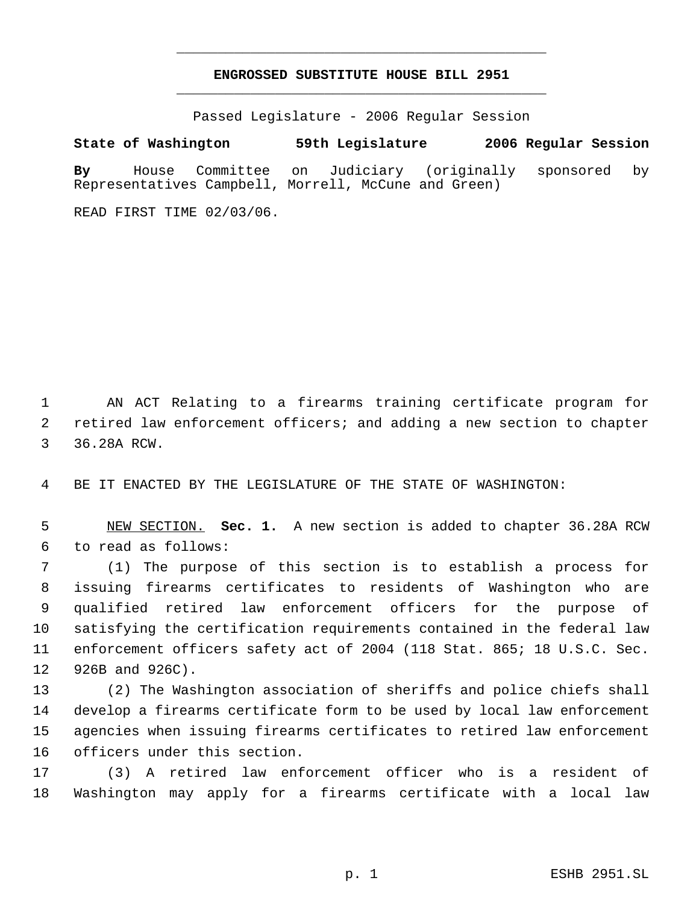# ENGROSSED SUBSTITUTE HOUSE BILL 2951

Passed Legislature - 2006 Regular Session

**State of Washington 59th Legislature 2006 Regular Session**

**By** House Committee on Judiciary (originally sponsored by Representatives Campbell, Morrell, McCune and Green)

READ FIRST TIME 02/03/06.

AN ACT Relating to a firearms training certificate program for retired law enforcement officers; and adding a new section to chapter 36.28A RCW.

BE IT ENACTED BY THE LEGISLATURE OF THE STATE OF WASHINGTON:

NEW SECTION. **Sec. 1.** A new section is added to chapter 36.28A RCW to read as follows:

(1) The purpose of this section is to establish a process for issuing firearms certificates to residents of Washington who are qualified retired law enforcement officers for the purpose of satisfying the certification requirements contained in the federal law enforcement officers safety act of 2004 (118 Stat. 865; 18 U.S.C. Sec. 926B and 926C).

(2) The Washington association of sheriffs and police chiefs shall develop a firearms certificate form to be used by local law enforcement agencies when issuing firearms certificates to retired law enforcement officers under this section.

(3) A retired law enforcement officer who is a resident of Washington may apply for a firearms certificate with a local law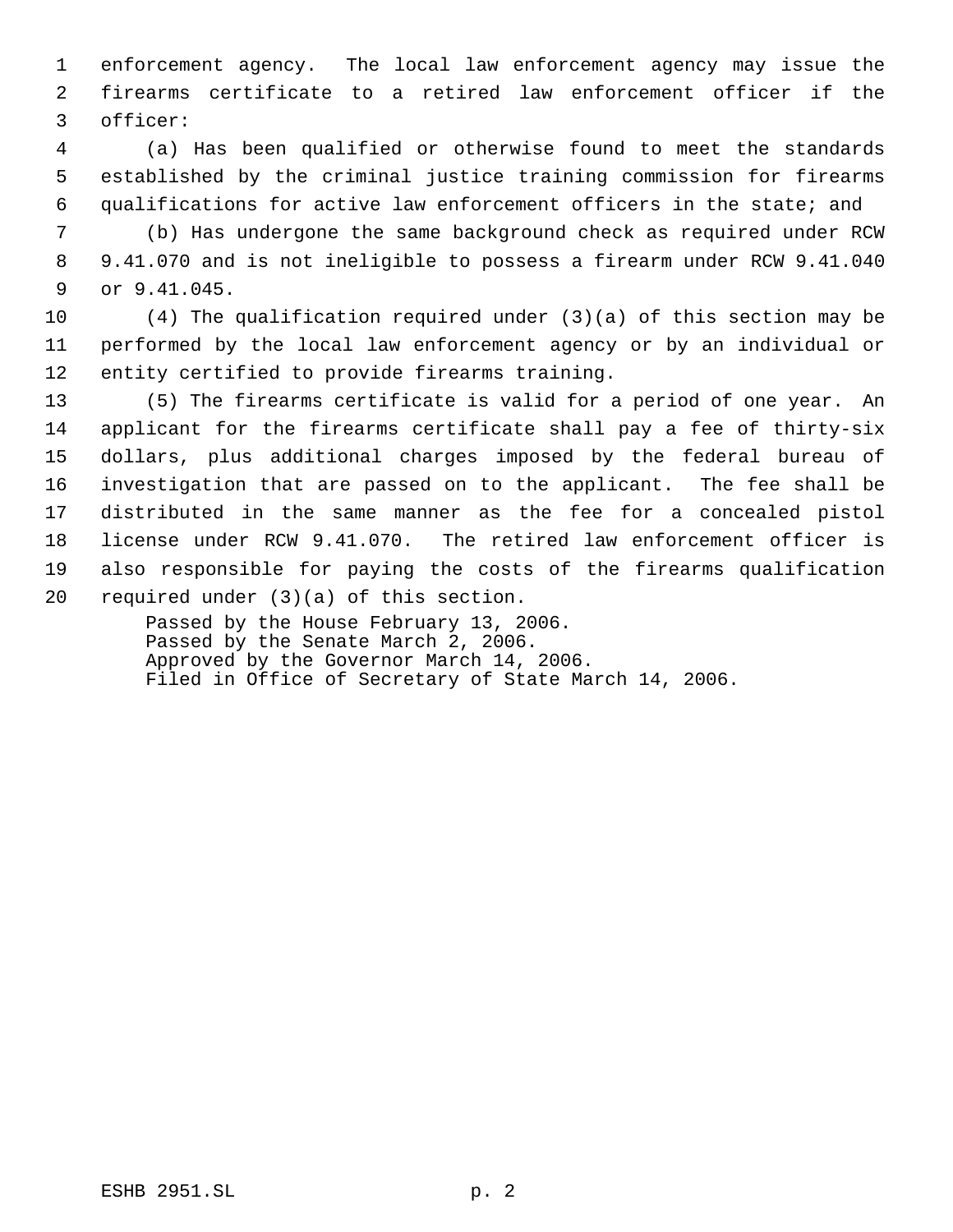enforcement agency. The local law enforcement agency may issue the firearms certificate to a retired law enforcement officer if the officer:

(a) Has been qualified or otherwise found to meet the standards established by the criminal justice training commission for firearms qualifications for active law enforcement officers in the state; and

(b) Has undergone the same background check as required under RCW 9.41.070 and is not ineligible to possess a firearm under RCW 9.41.040 or 9.41.045.

(4) The qualification required under (3)(a) of this section may be performed by the local law enforcement agency or by an individual or entity certified to provide firearms training.

(5) The firearms certificate is valid for a period of one year. An applicant for the firearms certificate shall pay a fee of thirty-six dollars, plus additional charges imposed by the federal bureau of investigation that are passed on to the applicant. The fee shall be distributed in the same manner as the fee for a concealed pistol license under RCW 9.41.070. The retired law enforcement officer is also responsible for paying the costs of the firearms qualification required under (3)(a) of this section.

Passed by the House February 13, 2006.
Passed by the Senate March 2, 2006.
Approved by the Governor March 14, 2006.
Filed in Office of Secretary of State March 14, 2006.